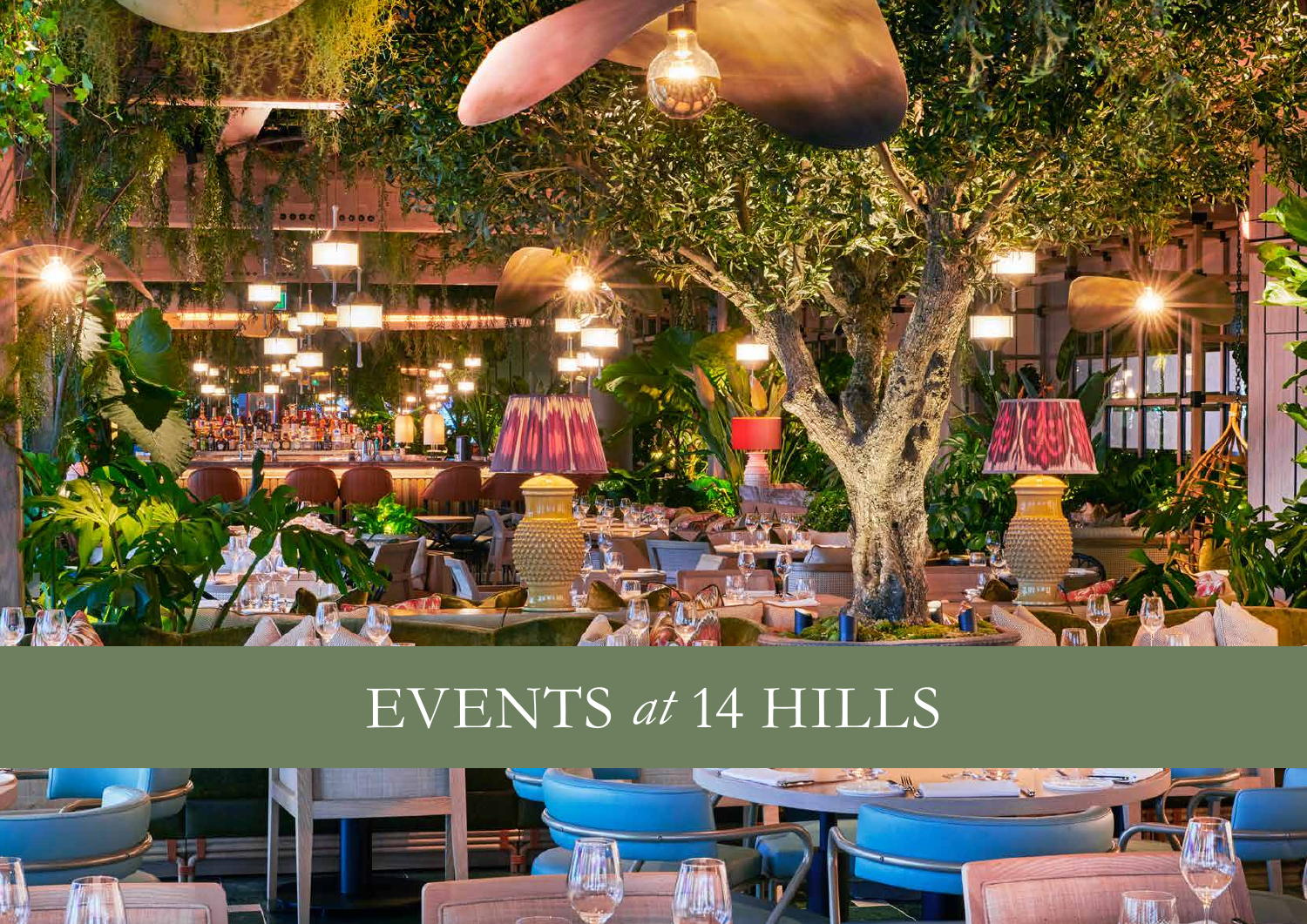# EVENTS *at* 14 HILLS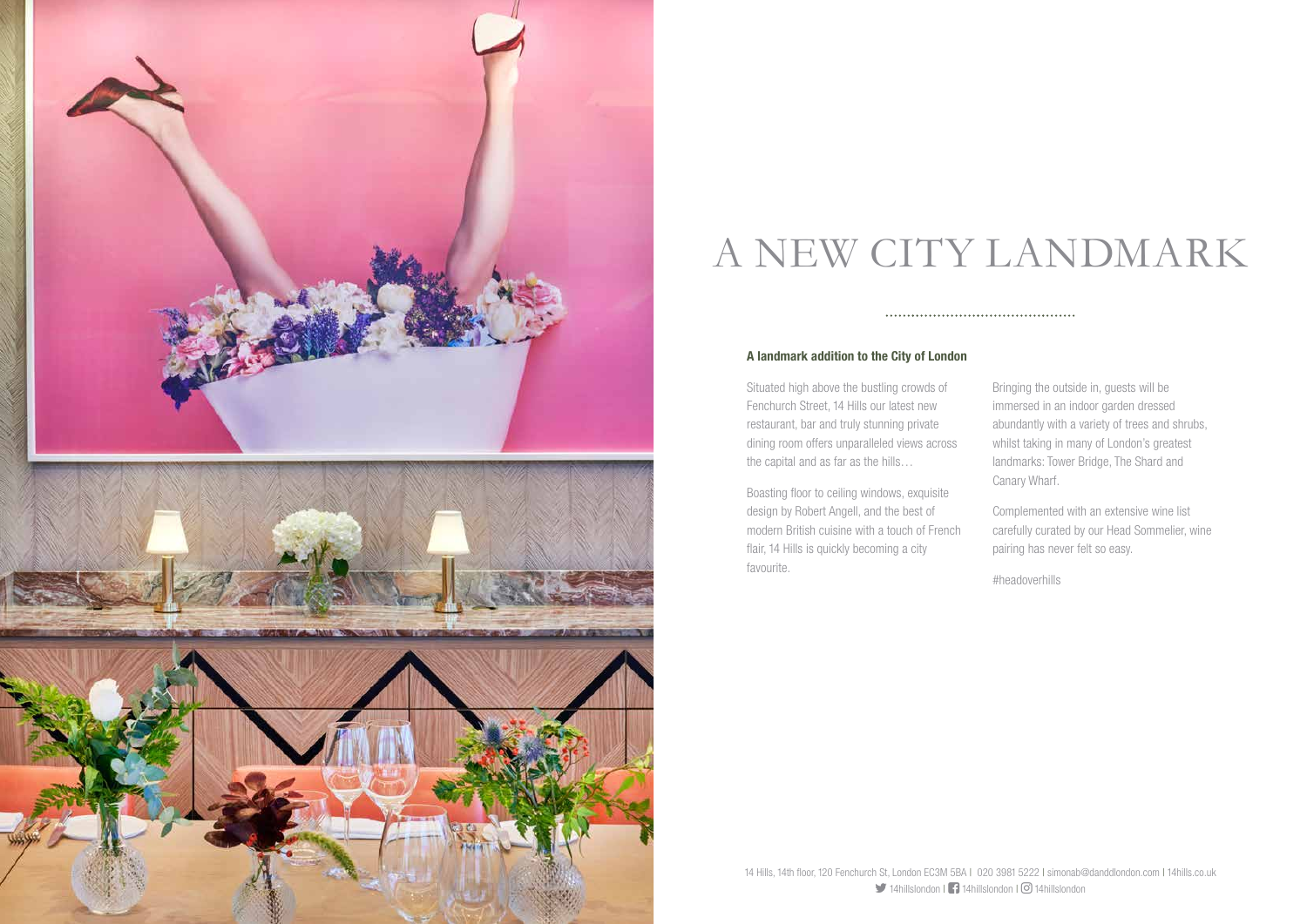# A NEW CITY LANDMARK

**A landmark addition to the City of London**

Situated high above the bustling crowds of Fenchurch Street, 14 Hills our latest new restaurant, bar and truly stunning private dining room offers unparalleled views across the capital and as far as the hills…

Boasting floor to ceiling windows, exquisite design by Robert Angell, and the best of modern British cuisine with a touch of French flair, 14 Hills is quickly becoming a city favourite.

Bringing the outside in, guests will be immersed in an indoor garden dressed abundantly with a variety of trees and shrubs, whilst taking in many of London's greatest landmarks: Tower Bridge, The Shard and Canary Wharf.

Complemented with an extensive wine list carefully curated by our Head Sommelier, wine pairing has never felt so easy.

#headoverhills

14 Hills, 14th floor, 120 Fenchurch St, London EC3M 5BA I 020 3981 5222 I simonab@danddlondon.com I 14hills.co.uk
14hillslondon I 14hillslondon I 14hillslondon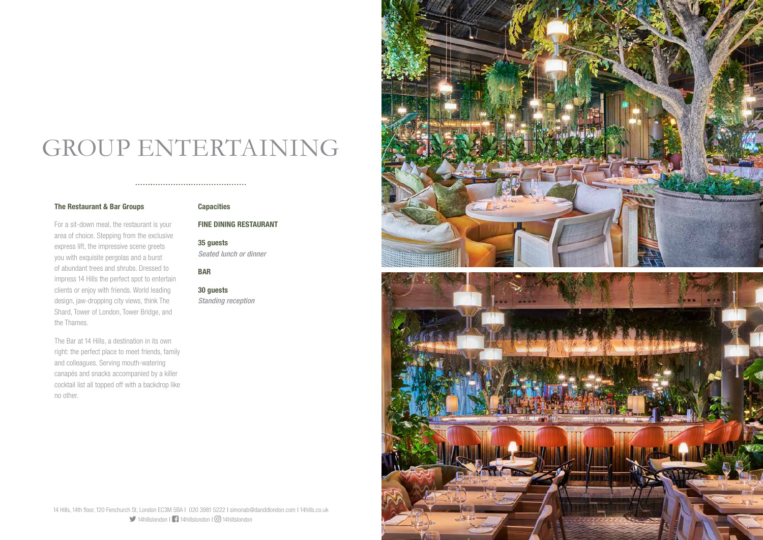# GROUP ENTERTAINING

**The Restaurant & Bar Groups**

For a sit-down meal, the restaurant is your area of choice. Stepping from the exclusive express lift, the impressive scene greets you with exquisite pergolas and a burst of abundant trees and shrubs. Dressed to impress 14 Hills the perfect spot to entertain clients or enjoy with friends. World leading design, jaw-dropping city views, think The Shard, Tower of London, Tower Bridge, and the Thames.

The Bar at 14 Hills, a destination in its own right: the perfect place to meet friends, family and colleagues. Serving mouth-watering canapés and snacks accompanied by a killer cocktail list all topped off with a backdrop like no other.

**Capacities**

**FINE DINING RESTAURANT**

**35 guests**
*Seated lunch or dinner*

**BAR**

**30 guests**
*Standing reception*

14 Hills, 14th floor, 120 Fenchurch St, London EC3M 5BA | 020 3981 5222 | simonab@danddlondon.com | 14hills.co.uk
14hillslondon | 14hillslondon | 14hillslondon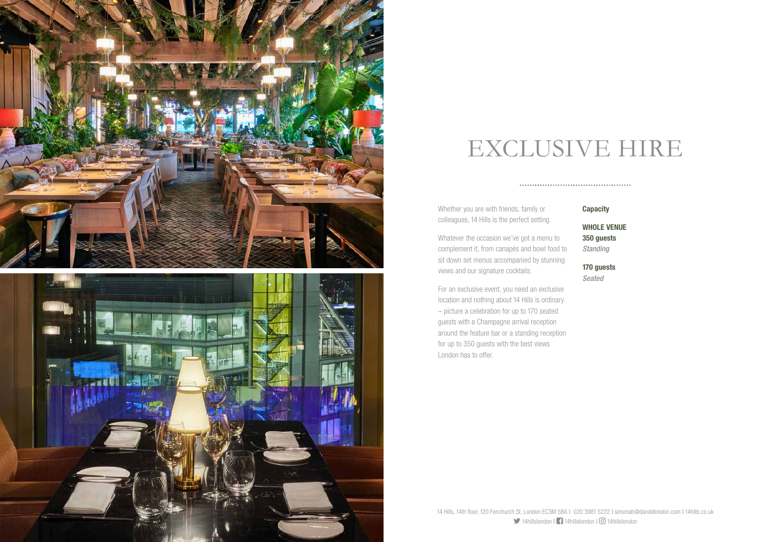# EXCLUSIVE HIRE

Whether you are with friends, family or colleagues, 14 Hills is the perfect setting.

Whatever the occasion we've got a menu to complement it, from canapés and bowl food to sit down set menus accompanied by stunning views and our signature cocktails.

For an exclusive event, you need an exclusive location and nothing about 14 Hills is ordinary – picture a celebration for up to 170 seated guests with a Champagne arrival reception around the feature bar or a standing reception for up to 350 guests with the best views London has to offer.

**Capacity**

**WHOLE VENUE**
**350 guests**
*Standing*

**170 guests**
*Seated*

14 Hills, 14th floor, 120 Fenchurch St, London EC3M 5BA | 020 3981 5222 | simonab@danddlondon.com | 14hills.co.uk
14hillslondon | 14hillslondon | 14hillslondon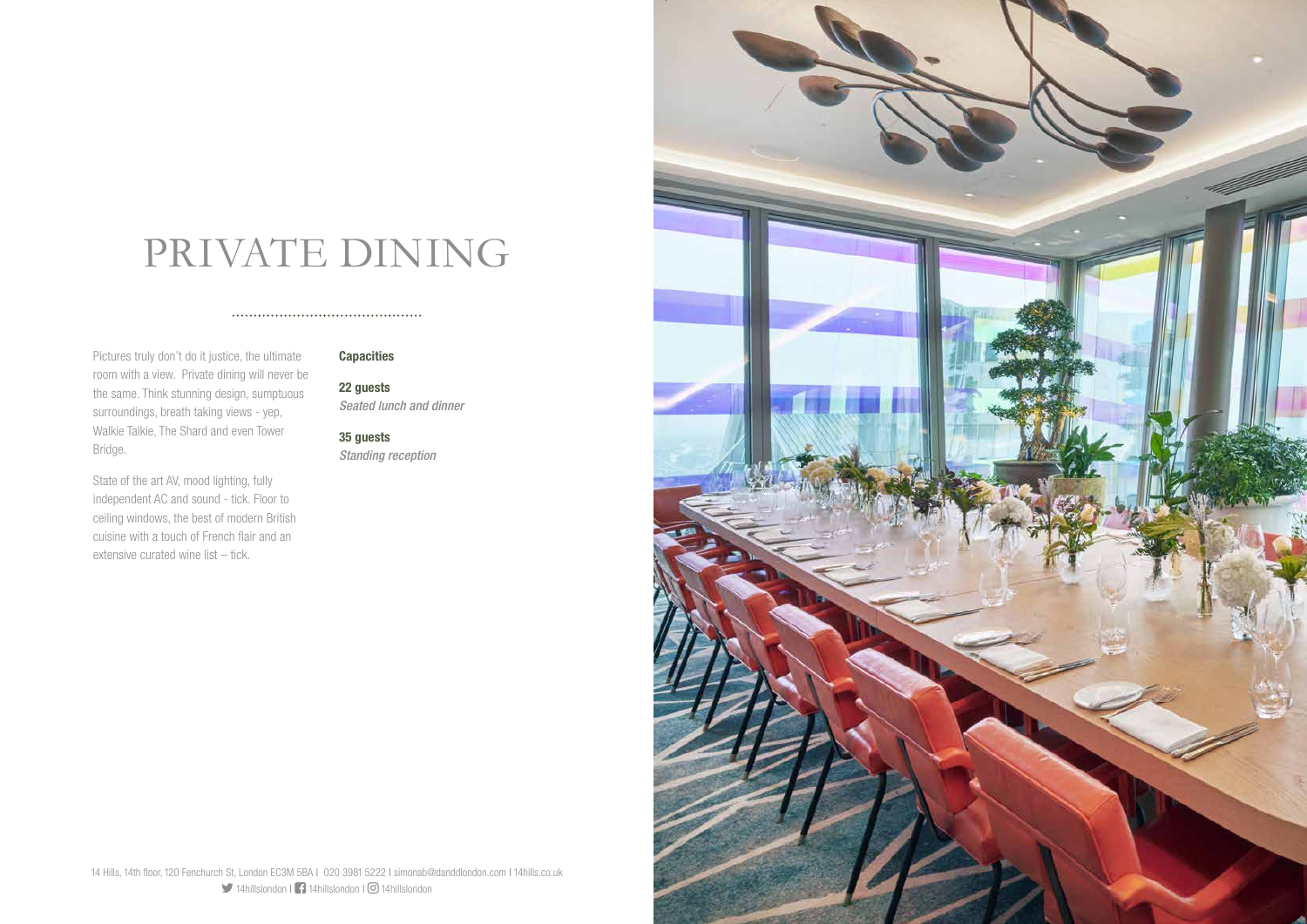# PRIVATE DINING

Pictures truly don't do it justice, the ultimate room with a view. Private dining will never be the same. Think stunning design, sumptuous surroundings, breath taking views - yep, Walkie Talkie, The Shard and even Tower Bridge.

State of the art AV, mood lighting, fully independent AC and sound - tick. Floor to ceiling windows, the best of modern British cuisine with a touch of French flair and an extensive curated wine list – tick.

**Capacities**

**22 guests**
*Seated lunch and dinner*

**35 guests**
*Standing reception*

14 Hills, 14th floor, 120 Fenchurch St, London EC3M 5BA | 020 3981 5222 | simonab@danddlondon.com | 14hills.co.uk
14hillslondon | 14hillslondon | 14hillslondon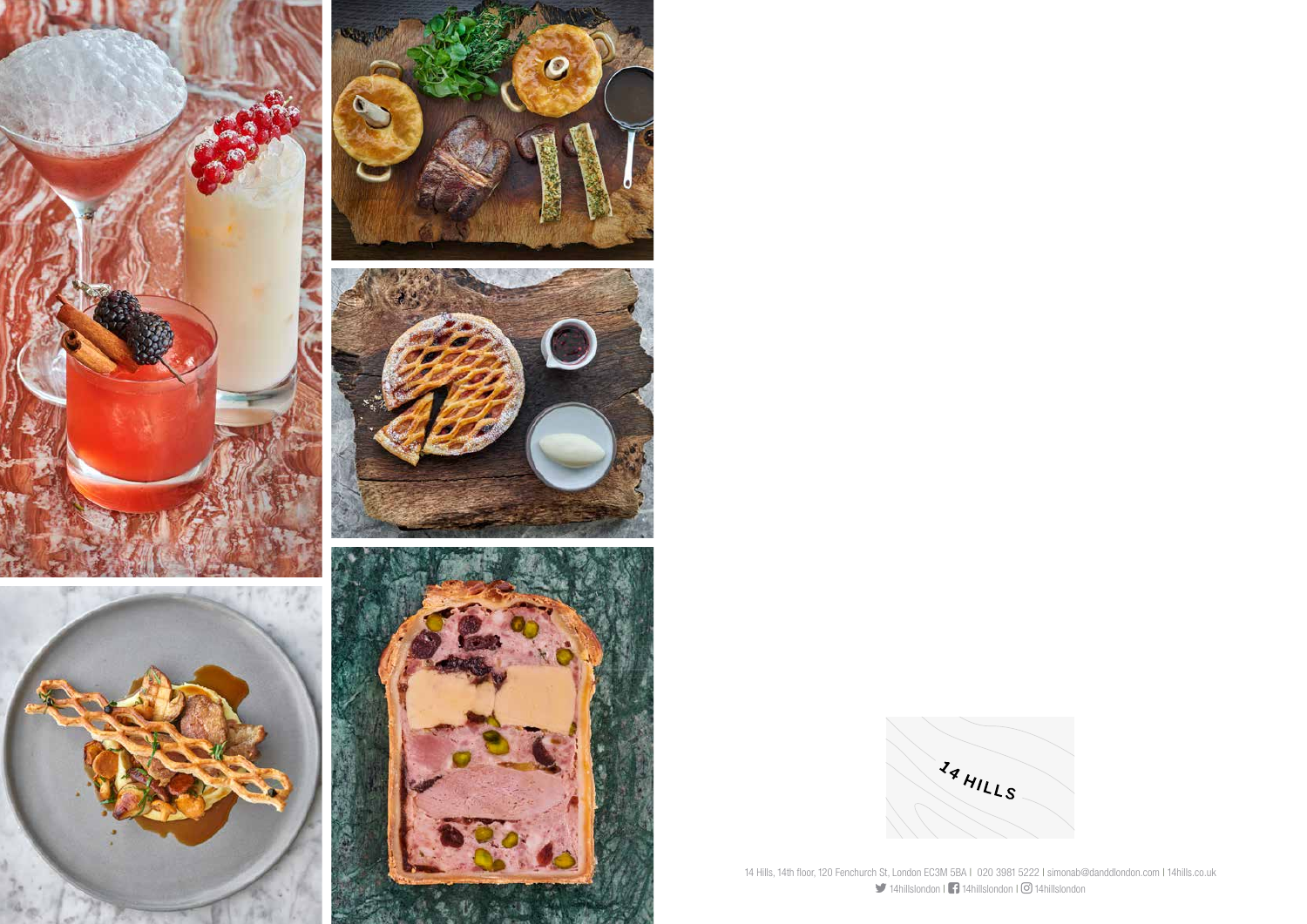14 HILLS

14 Hills, 14th floor, 120 Fenchurch St, London EC3M 5BA | 020 3981 5222 | simonab@danddlondon.com | 14hills.co.uk

14hillslondon | 14hillslondon | 14hillslondon